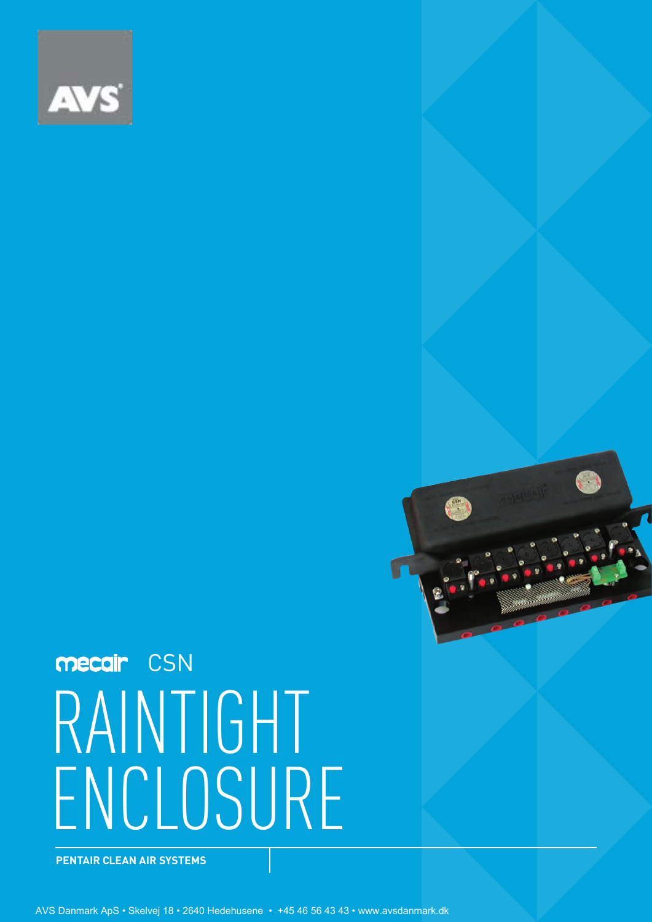AVS

mecair CSN

# RAINTIGHT ENCLOSURE

**PENTAIR CLEAN AIR SYSTEMS**

AVS Danmark ApS • Skelvej 18 • 2640 Hedehusene • +45 46 56 43 43 • www.avsdanmark.dk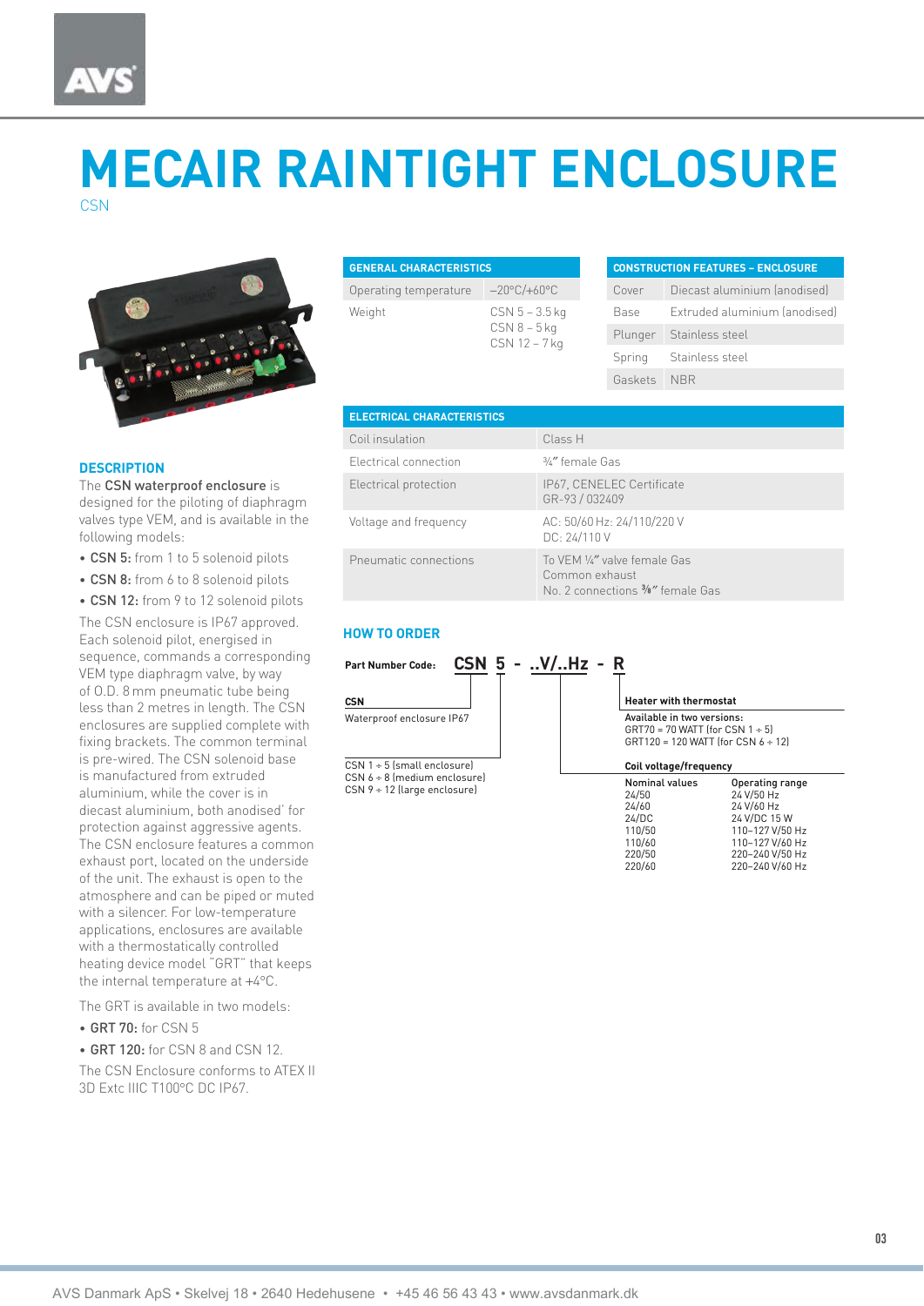# MECAIR RAINTIGHT ENCLOSURE

CSN

## DESCRIPTION

The **CSN waterproof enclosure** is designed for the piloting of diaphragm valves type VEM, and is available in the following models:

- **CSN 5:** from 1 to 5 solenoid pilots
- **CSN 8:** from 6 to 8 solenoid pilots
- **CSN 12:** from 9 to 12 solenoid pilots

The CSN enclosure is IP67 approved. Each solenoid pilot, energised in sequence, commands a corresponding VEM type diaphragm valve, by way of O.D. 8 mm pneumatic tube being less than 2 metres in length. The CSN enclosures are supplied complete with fixing brackets. The common terminal is pre-wired. The CSN solenoid base is manufactured from extruded aluminium, while the cover is in diecast aluminium, both anodised' for protection against aggressive agents. The CSN enclosure features a common exhaust port, located on the underside of the unit. The exhaust is open to the atmosphere and can be piped or muted with a silencer. For low-temperature applications, enclosures are available with a thermostatically controlled heating device model "GRT" that keeps the internal temperature at +4°C.

The GRT is available in two models:

- **GRT 70:** for CSN 5
- **GRT 120:** for CSN 8 and CSN 12.

The CSN Enclosure conforms to ATEX II 3D Extc IIIC T100°C DC IP67.

| GENERAL CHARACTERISTICS | |
|---|---|
| Operating temperature | –20°C/+60°C |
| Weight | CSN 5 – 3.5 kg<br>CSN 8 – 5 kg<br>CSN 12 – 7 kg |

| CONSTRUCTION FEATURES – ENCLOSURE | |
|---|---|
| Cover | Diecast aluminium (anodised) |
| Base | Extruded aluminium (anodised) |
| Plunger | Stainless steel |
| Spring | Stainless steel |
| Gaskets | NBR |

| ELECTRICAL CHARACTERISTICS | |
|---|---|
| Coil insulation | Class H |
| Electrical connection | ¾" female Gas |
| Electrical protection | IP67, CENELEC Certificate GR-93 / 032409 |
| Voltage and frequency | AC: 50/60 Hz: 24/110/220 V<br>DC: 24/110 V |
| Pneumatic connections | To VEM ¼" valve female Gas<br>Common exhaust<br>No. 2 connections ⅜" female Gas |

## HOW TO ORDER

**Part Number Code:** **CSN 5 - ..V/..Hz - R**

**CSN**
Waterproof enclosure IP67

CSN 1 ÷ 5 (small enclosure)
CSN 6 ÷ 8 (medium enclosure)
CSN 9 ÷ 12 (large enclosure)

**Heater with thermostat**
Available in two versions:
GRT70 = 70 WATT (for CSN 1 ÷ 5)
GRT120 = 120 WATT (for CSN 6 ÷ 12)

**Coil voltage/frequency**

| Nominal values | Operating range |
|---|---|
| 24/50 | 24 V/50 Hz |
| 24/60 | 24 V/60 Hz |
| 24/DC | 24 V/DC 15 W |
| 110/50 | 110–127 V/50 Hz |
| 110/60 | 110–127 V/60 Hz |
| 220/50 | 220–240 V/50 Hz |
| 220/60 | 220–240 V/60 Hz |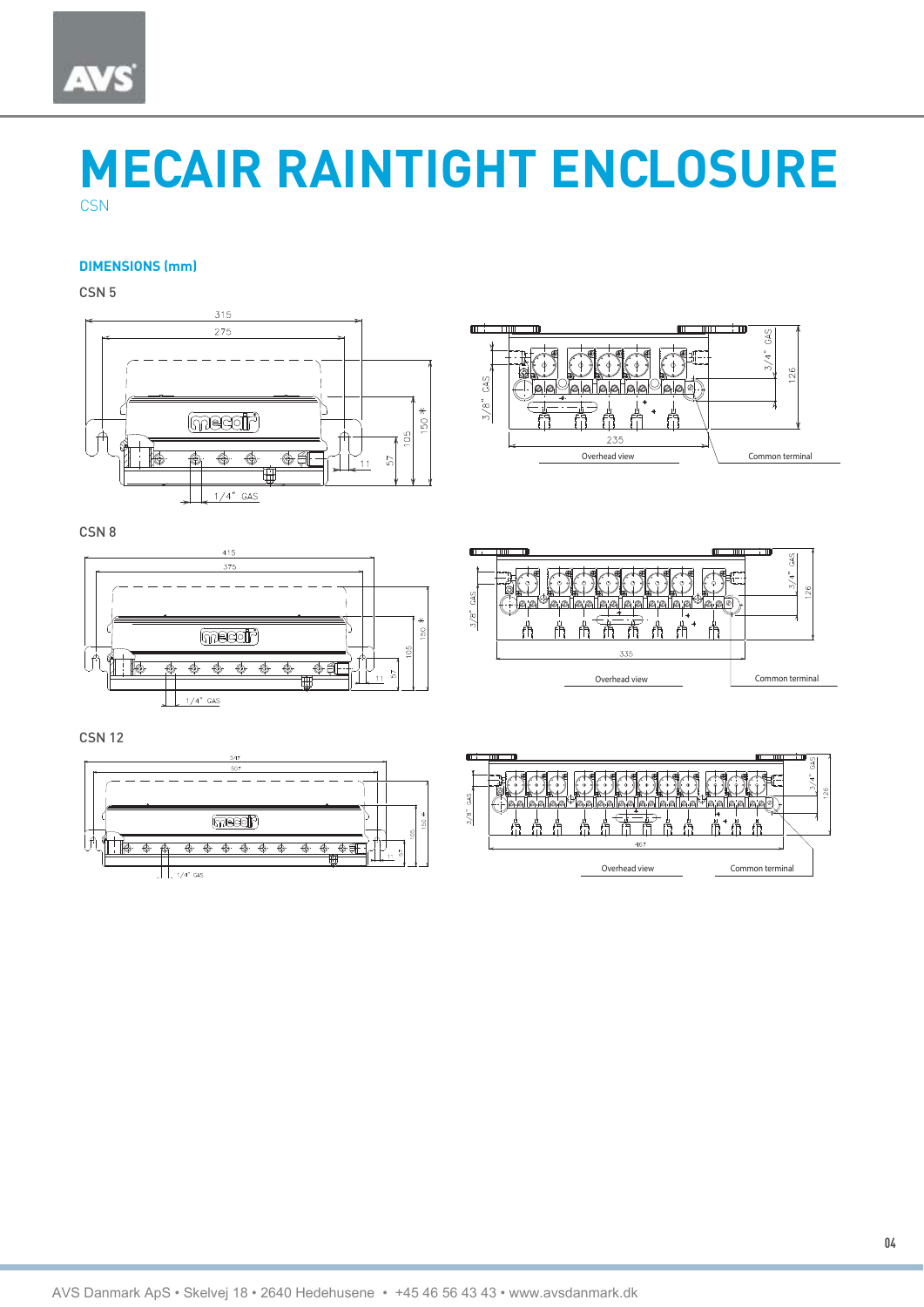# MECAIR RAINTIGHT ENCLOSURE

CSN

### DIMENSIONS (mm)

CSN 5

315
275
150 *
105
57
11
1/4" GAS

3/8" GAS
3/4" GAS
126
235
Overhead view
Common terminal

CSN 8

415
375
150 *
105
57
11
1/4" GAS

3/8" GAS
3/4" GAS
126
335
Overhead view
Common terminal

CSN 12

547
507
150 *
105
57
11
1/4" GAS

3/8" GAS
3/4" GAS
126
467
Overhead view
Common terminal

AVS Danmark ApS • Skelvej 18 • 2640 Hedehusene • +45 46 56 43 43 • www.avsdanmark.dk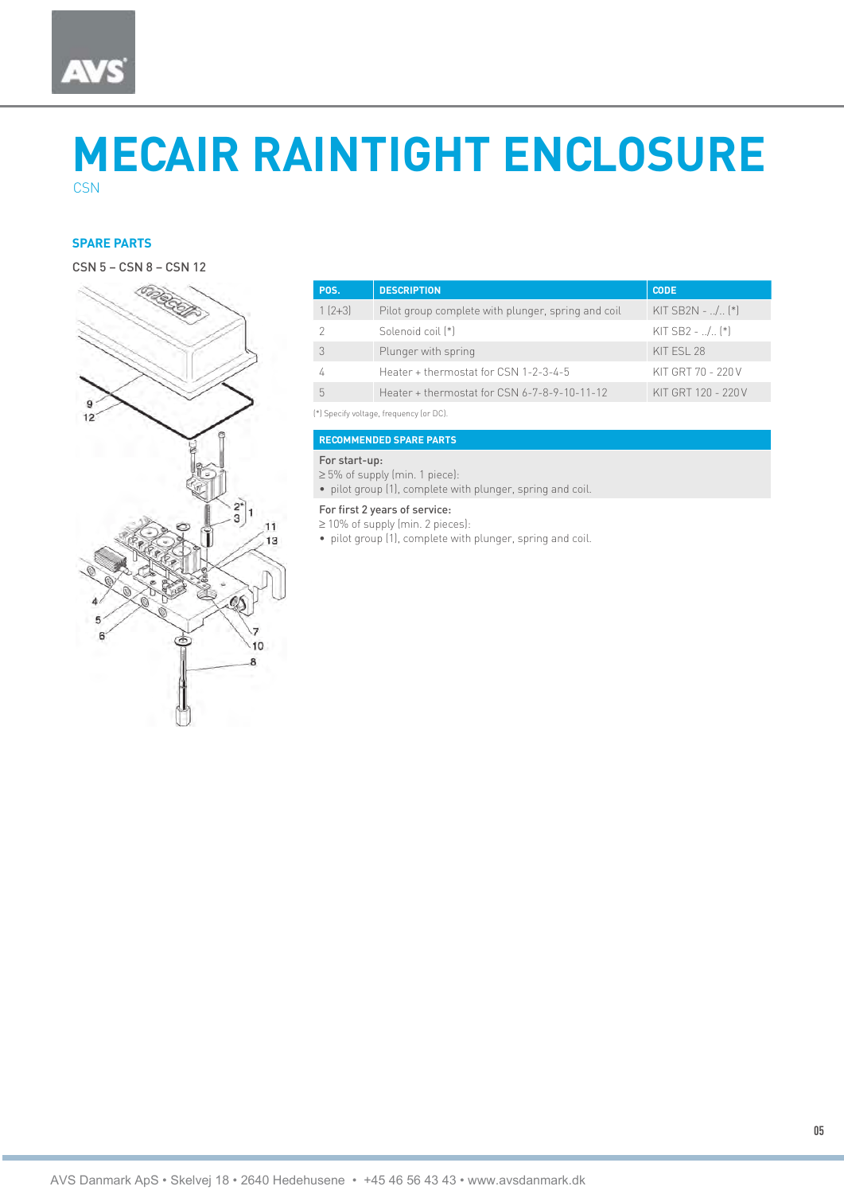# MECAIR RAINTIGHT ENCLOSURE

CSN

## SPARE PARTS

CSN 5 – CSN 8 – CSN 12

| POS. | DESCRIPTION | CODE |
|---|---|---|
| 1 (2+3) | Pilot group complete with plunger, spring and coil | KIT SB2N - ../.. (*) |
| 2 | Solenoid coil (*) | KIT SB2 - ../.. (*) |
| 3 | Plunger with spring | KIT ESL 28 |
| 4 | Heater + thermostat for CSN 1-2-3-4-5 | KIT GRT 70 - 220 V |
| 5 | Heater + thermostat for CSN 6-7-8-9-10-11-12 | KIT GRT 120 - 220 V |

(*) Specify voltage, frequency (or DC).

### RECOMMENDED SPARE PARTS

For start-up:
≥ 5% of supply (min. 1 piece):
- pilot group (1), complete with plunger, spring and coil.

For first 2 years of service:
≥ 10% of supply (min. 2 pieces):
- pilot group (1), complete with plunger, spring and coil.

AVS Danmark ApS • Skelvej 18 • 2640 Hedehusene • +45 46 56 43 43 • www.avsdanmark.dk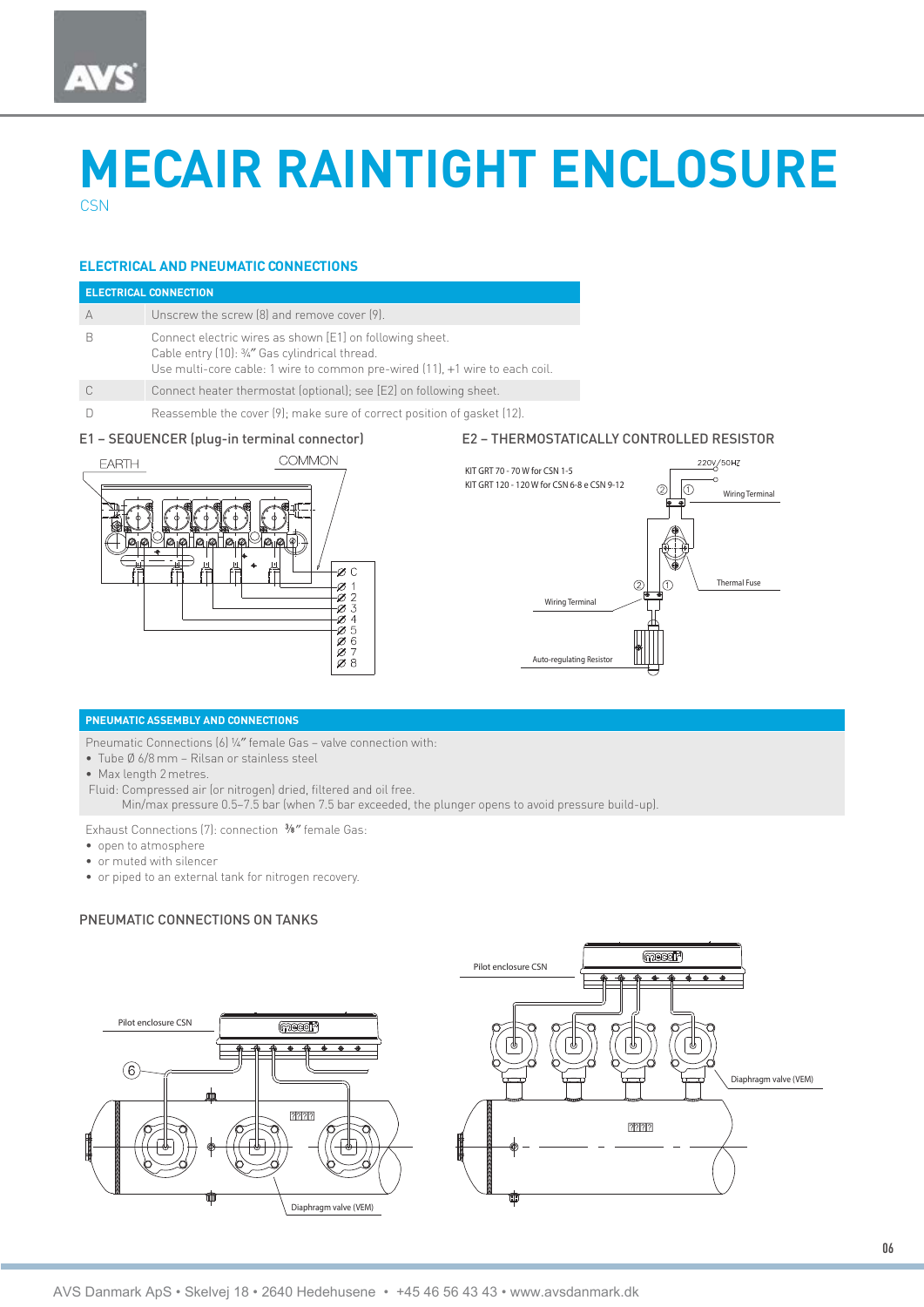# MECAIR RAINTIGHT ENCLOSURE

CSN

## ELECTRICAL AND PNEUMATIC CONNECTIONS

| ELECTRICAL CONNECTION | |
|---|---|
| A | Unscrew the screw (8) and remove cover (9). |
| B | Connect electric wires as shown [E1] on following sheet.<br>Cable entry (10): ¾" Gas cylindrical thread.<br>Use multi-core cable: 1 wire to common pre-wired (11), +1 wire to each coil. |
| C | Connect heater thermostat (optional); see [E2] on following sheet. |
| D | Reassemble the cover (9); make sure of correct position of gasket (12). |

### E1 – SEQUENCER (plug-in terminal connector)

EARTH

COMMON

C
1
2
3
4
5
6
7
8

### E2 – THERMOSTATICALLY CONTROLLED RESISTOR

KIT GRT 70 - 70 W for CSN 1-5

KIT GRT 120 - 120 W for CSN 6-8 e CSN 9-12

220V/50HZ

Wiring Terminal

Thermal Fuse

Wiring Terminal

Auto-regulating Resistor

### PNEUMATIC ASSEMBLY AND CONNECTIONS

Pneumatic Connections (6) ¼" female Gas – valve connection with:

- Tube Ø 6/8 mm – Rilsan or stainless steel
- Max length 2 metres.

Fluid: Compressed air (or nitrogen) dried, filtered and oil free.
Min/max pressure 0.5–7.5 bar (when 7.5 bar exceeded, the plunger opens to avoid pressure build-up).

Exhaust Connections (7): connection ⅜" female Gas:

- open to atmosphere
- or muted with silencer
- or piped to an external tank for nitrogen recovery.

### PNEUMATIC CONNECTIONS ON TANKS

Pilot enclosure CSN

6

Diaphragm valve (VEM)

Pilot enclosure CSN

Diaphragm valve (VEM)